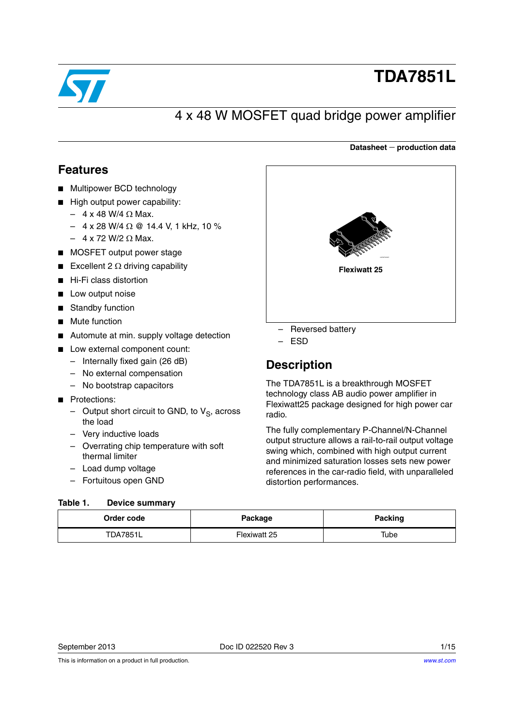# TDA7851L

## 4 x 48 W MOSFET quad bridge power amplifier

**Datasheet − production data**

## Features

- Multipower BCD technology
- High output power capability:
  - 4 x 48 W/4 Ω Max.
  - 4 x 28 W/4 Ω @ 14.4 V, 1 kHz, 10 %
  - 4 x 72 W/2 Ω Max.
- MOSFET output power stage
- Excellent 2 Ω driving capability
- Hi-Fi class distortion
- Low output noise
- Standby function
- Mute function
- Automute at min. supply voltage detection
- Low external component count:
  - Internally fixed gain (26 dB)
  - No external compensation
  - No bootstrap capacitors
- Protections:
  - Output short circuit to GND, to $V_S$, across the load
  - Very inductive loads
  - Overrating chip temperature with soft thermal limiter
  - Load dump voltage
  - Fortuitous open GND
  - Reversed battery
  - ESD

Flexiwatt 25

## Description

The TDA7851L is a breakthrough MOSFET technology class AB audio power amplifier in Flexiwatt25 package designed for high power car radio.

The fully complementary P-Channel/N-Channel output structure allows a rail-to-rail output voltage swing which, combined with high output current and minimized saturation losses sets new power references in the car-radio field, with unparalleled distortion performances.

**Table 1. Device summary**

| Order code | Package | Packing |
|---|---|---|
| TDA7851L | Flexiwatt 25 | Tube |

September 2013 Doc ID 022520 Rev 3

This is information on a product in full production.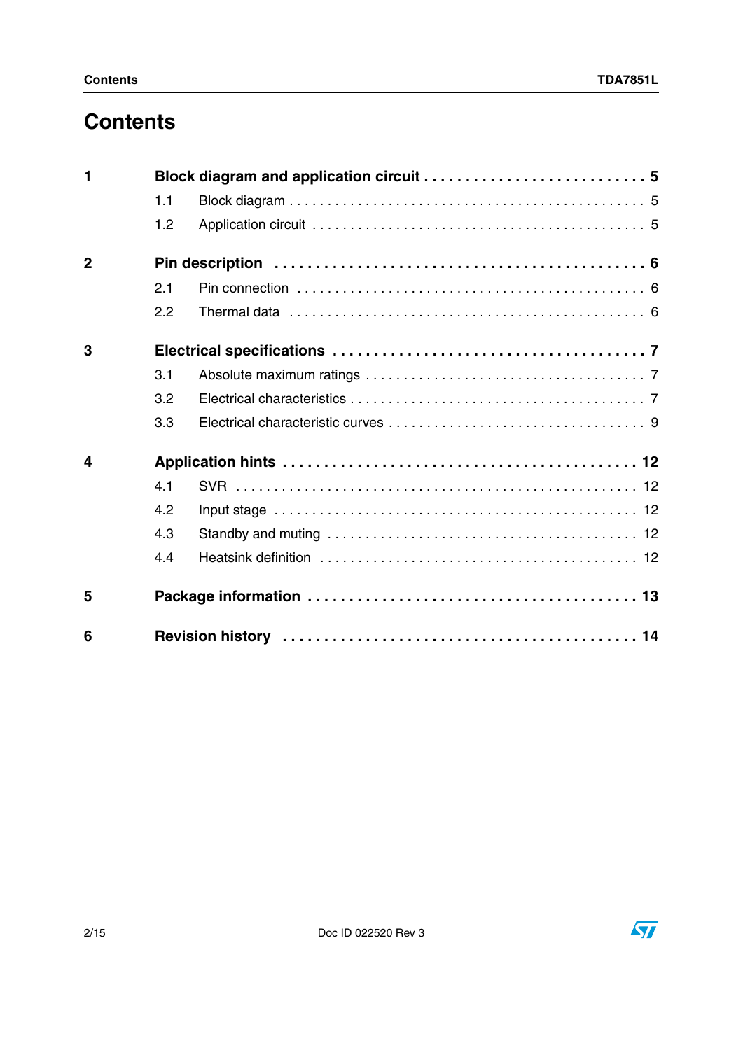# Contents

| | | |
|---|---|---|
| **1** | **Block diagram and application circuit** | **5** |
| | 1.1 Block diagram | 5 |
| | 1.2 Application circuit | 5 |
| **2** | **Pin description** | **6** |
| | 2.1 Pin connection | 6 |
| | 2.2 Thermal data | 6 |
| **3** | **Electrical specifications** | **7** |
| | 3.1 Absolute maximum ratings | 7 |
| | 3.2 Electrical characteristics | 7 |
| | 3.3 Electrical characteristic curves | 9 |
| **4** | **Application hints** | **12** |
| | 4.1 SVR | 12 |
| | 4.2 Input stage | 12 |
| | 4.3 Standby and muting | 12 |
| | 4.4 Heatsink definition | 12 |
| **5** | **Package information** | **13** |
| **6** | **Revision history** | **14** |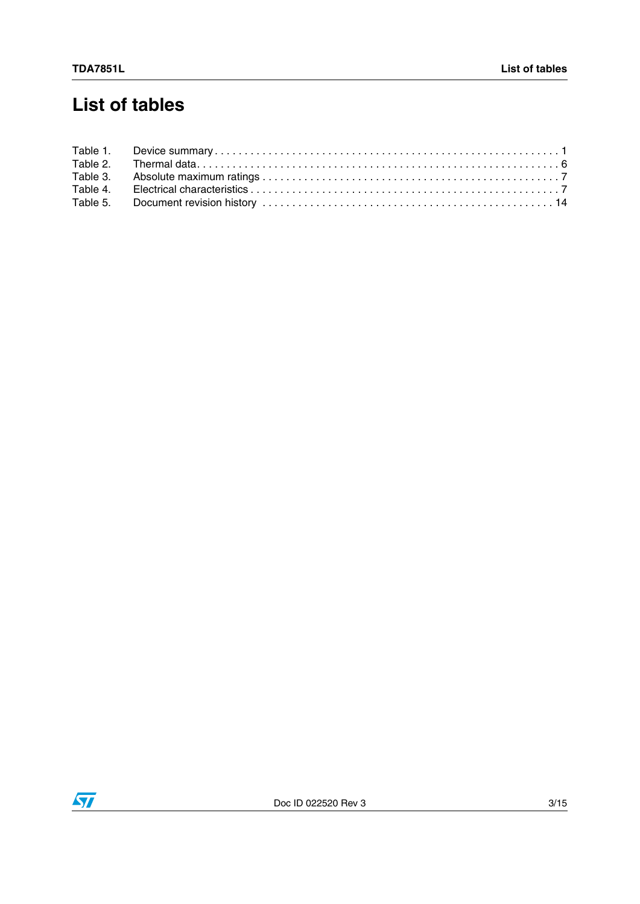# List of tables

Table 1. Device summary . . . . . . . . . . . . . . . . . . . . . . . . . . . . . . . . . . . . . . . . . . . . . . . . . . . . . . . 1
Table 2. Thermal data. . . . . . . . . . . . . . . . . . . . . . . . . . . . . . . . . . . . . . . . . . . . . . . . . . . . . . . . . . 6
Table 3. Absolute maximum ratings . . . . . . . . . . . . . . . . . . . . . . . . . . . . . . . . . . . . . . . . . . . . . . . . 7
Table 4. Electrical characteristics . . . . . . . . . . . . . . . . . . . . . . . . . . . . . . . . . . . . . . . . . . . . . . . . . . 7
Table 5. Document revision history . . . . . . . . . . . . . . . . . . . . . . . . . . . . . . . . . . . . . . . . . . . . . . . 14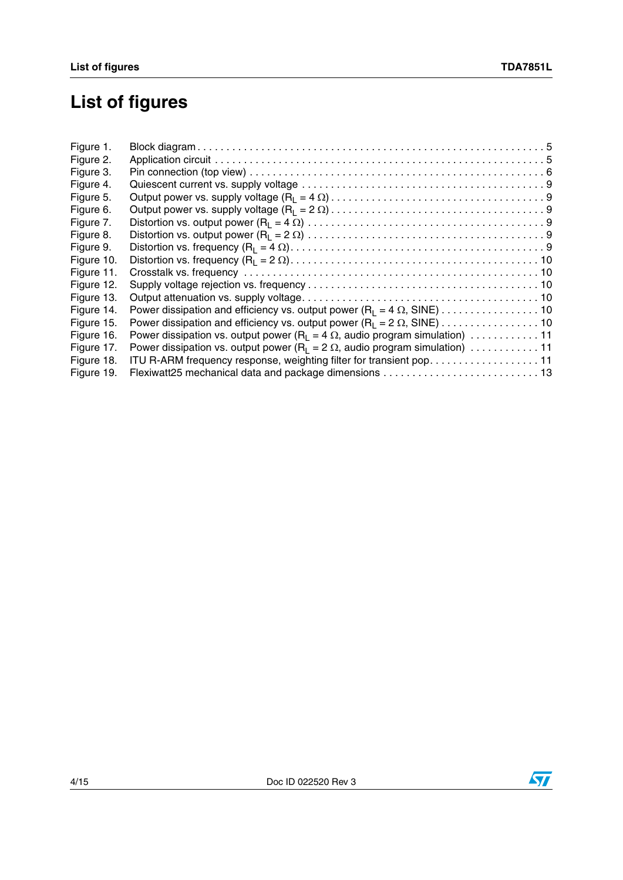# List of figures

| | | |
|---|---|---|
| Figure 1. | Block diagram | 5 |
| Figure 2. | Application circuit | 5 |
| Figure 3. | Pin connection (top view) | 6 |
| Figure 4. | Quiescent current vs. supply voltage | 9 |
| Figure 5. | Output power vs. supply voltage ($R_L = 4\ \Omega$) | 9 |
| Figure 6. | Output power vs. supply voltage ($R_L = 2\ \Omega$) | 9 |
| Figure 7. | Distortion vs. output power ($R_L = 4\ \Omega$) | 9 |
| Figure 8. | Distortion vs. output power ($R_L = 2\ \Omega$) | 9 |
| Figure 9. | Distortion vs. frequency ($R_L = 4\ \Omega$) | 9 |
| Figure 10. | Distortion vs. frequency ($R_L = 2\ \Omega$) | 10 |
| Figure 11. | Crosstalk vs. frequency | 10 |
| Figure 12. | Supply voltage rejection vs. frequency | 10 |
| Figure 13. | Output attenuation vs. supply voltage | 10 |
| Figure 14. | Power dissipation and efficiency vs. output power ($R_L = 4\ \Omega$, SINE) | 10 |
| Figure 15. | Power dissipation and efficiency vs. output power ($R_L = 2\ \Omega$, SINE) | 10 |
| Figure 16. | Power dissipation vs. output power ($R_L = 4\ \Omega$, audio program simulation) | 11 |
| Figure 17. | Power dissipation vs. output power ($R_L = 2\ \Omega$, audio program simulation) | 11 |
| Figure 18. | ITU R-ARM frequency response, weighting filter for transient pop | 11 |
| Figure 19. | Flexiwatt25 mechanical data and package dimensions | 13 |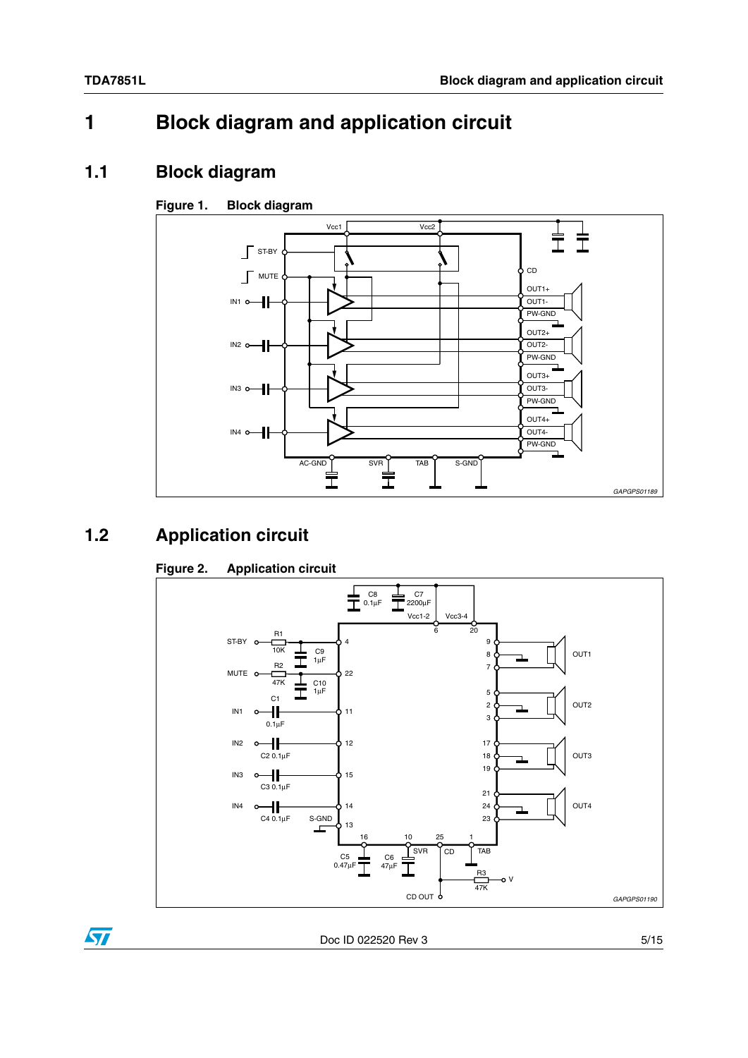# 1 Block diagram and application circuit

## 1.1 Block diagram

**Figure 1. Block diagram**

## 1.2 Application circuit

**Figure 2. Application circuit**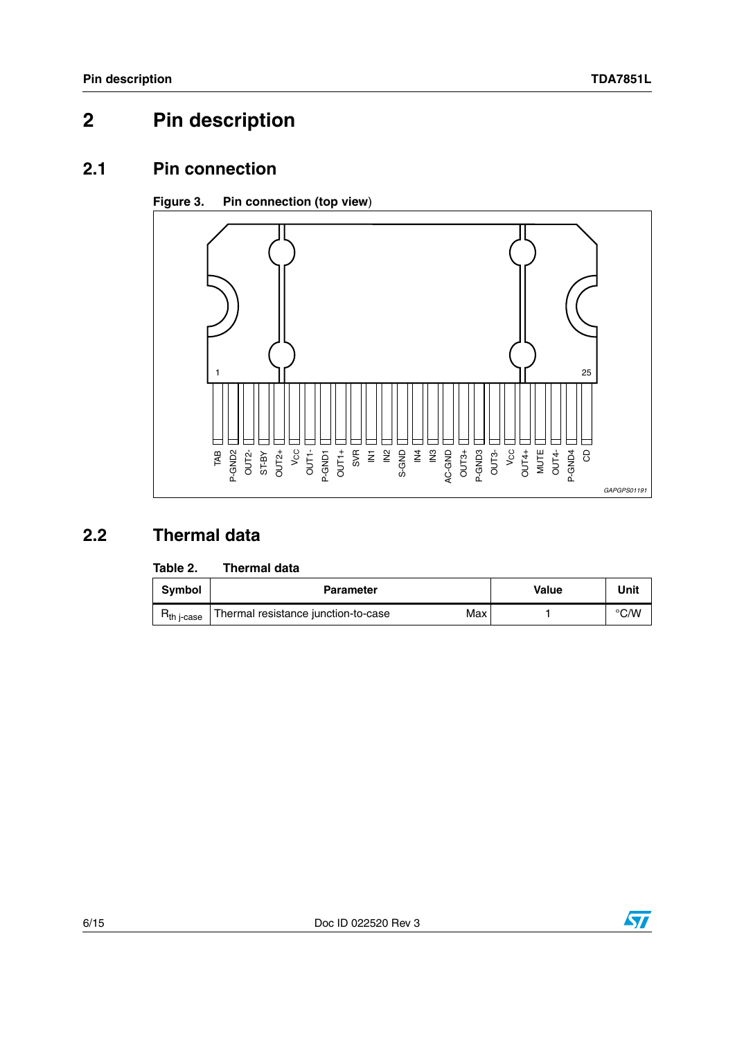# 2 Pin description

## 2.1 Pin connection

**Figure 3. Pin connection (top view)**

## 2.2 Thermal data

**Table 2. Thermal data**

| Symbol | Parameter | | Value | Unit |
|---|---|---|---|---|
| $R_{th\ j\text{-}case}$ | Thermal resistance junction-to-case | Max | 1 | °C/W |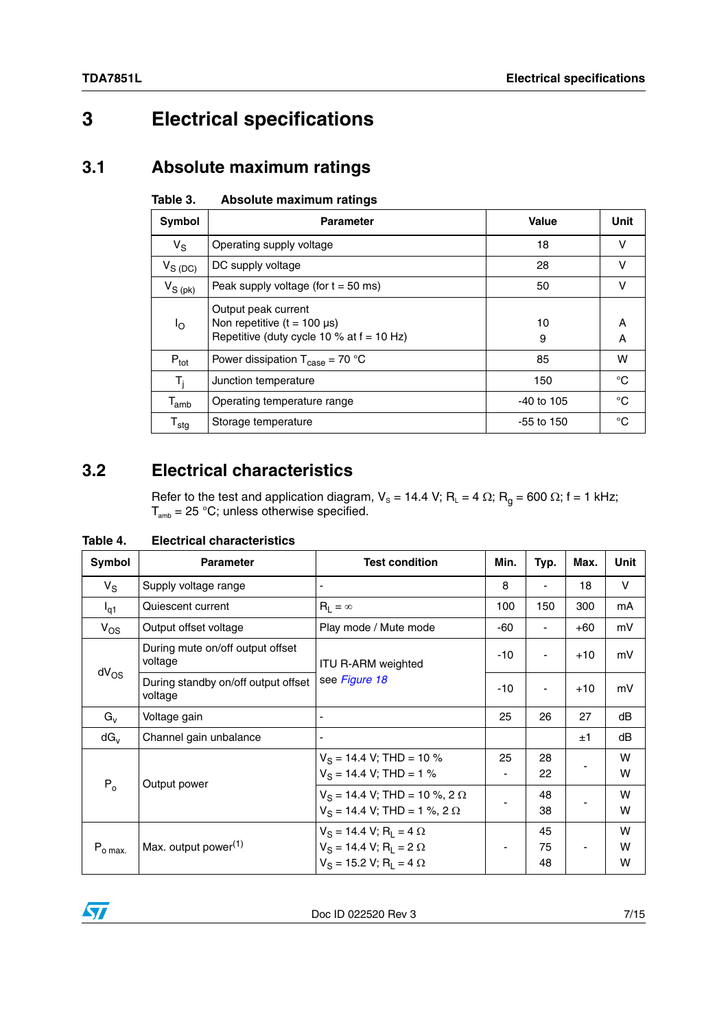# 3 Electrical specifications

## 3.1 Absolute maximum ratings

**Table 3. Absolute maximum ratings**

| Symbol | Parameter | Value | Unit |
|---|---|---|---|
| $V_S$ | Operating supply voltage | 18 | V |
| $V_{S\ (DC)}$ | DC supply voltage | 28 | V |
| $V_{S\ (pk)}$ | Peak supply voltage (for t = 50 ms) | 50 | V |
| $I_O$ | Output peak current<br>Non repetitive (t = 100 µs)<br>Repetitive (duty cycle 10 % at f = 10 Hz) | <br>10<br>9 | <br>A<br>A |
| $P_{tot}$ | Power dissipation $T_{case}$ = 70 °C | 85 | W |
| $T_j$ | Junction temperature | 150 | °C |
| $T_{amb}$ | Operating temperature range | -40 to 105 | °C |
| $T_{stg}$ | Storage temperature | -55 to 150 | °C |

## 3.2 Electrical characteristics

Refer to the test and application diagram, $V_s$ = 14.4 V; $R_L$ = 4 Ω; $R_g$ = 600 Ω; f = 1 kHz; $T_{amb}$ = 25 °C; unless otherwise specified.

**Table 4. Electrical characteristics**

| Symbol | Parameter | Test condition | Min. | Typ. | Max. | Unit |
|---|---|---|---|---|---|---|
| $V_S$ | Supply voltage range | - | 8 | - | 18 | V |
| $I_{q1}$ | Quiescent current | $R_L = \infty$ | 100 | 150 | 300 | mA |
| $V_{OS}$ | Output offset voltage | Play mode / Mute mode | -60 | - | +60 | mV |
| $dV_{OS}$ | During mute on/off output offset voltage | ITU R-ARM weighted<br>see *Figure 18* | -10 | - | +10 | mV |
| | During standby on/off output offset voltage | | -10 | - | +10 | mV |
| $G_v$ | Voltage gain | - | 25 | 26 | 27 | dB |
| $dG_v$ | Channel gain unbalance | - | | | ±1 | dB |
| $P_o$ | Output power | $V_S$ = 14.4 V; THD = 10 %<br>$V_S$ = 14.4 V; THD = 1 % | 25<br>- | 28<br>22 | - | W<br>W |
| | | $V_S$ = 14.4 V; THD = 10 %, 2 Ω<br>$V_S$ = 14.4 V; THD = 1 %, 2 Ω | - | 48<br>38 | - | W<br>W |
| $P_{o\ max.}$ | Max. output power(1) | $V_S$ = 14.4 V; $R_L$ = 4 Ω<br>$V_S$ = 14.4 V; $R_L$ = 2 Ω<br>$V_S$ = 15.2 V; $R_L$ = 4 Ω | - | 45<br>75<br>48 | - | W<br>W<br>W |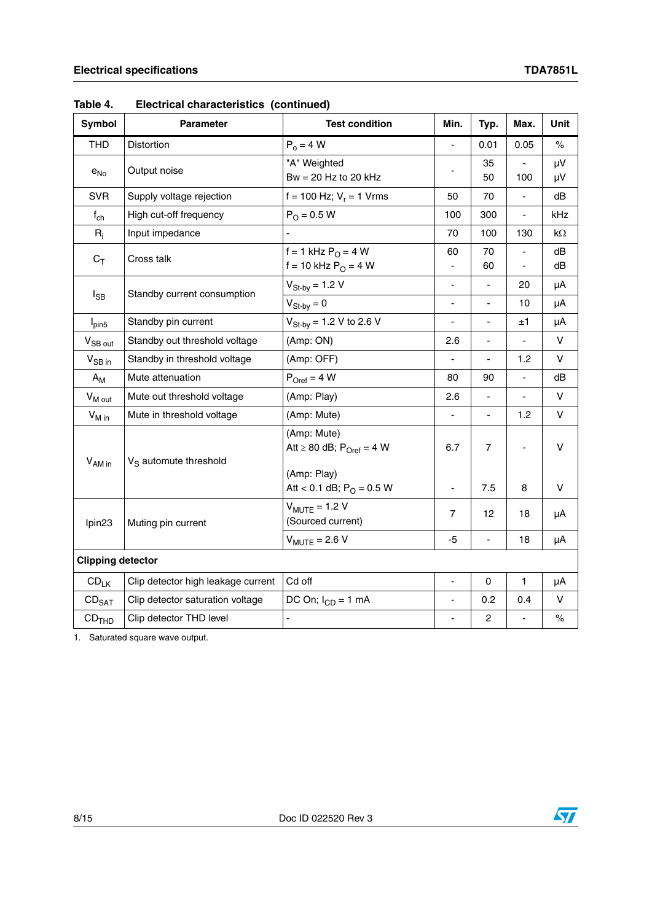Table 4. Electrical characteristics (continued)

| Symbol | Parameter | Test condition | Min. | Typ. | Max. | Unit |
|---|---|---|---|---|---|---|
| THD | Distortion | $P_o$ = 4 W | - | 0.01 | 0.05 | % |
| $e_{No}$ | Output noise | "A" Weighted<br>Bw = 20 Hz to 20 kHz | - | 35<br>50 | -<br>100 | µV<br>µV |
| SVR | Supply voltage rejection | f = 100 Hz; $V_r$ = 1 Vrms | 50 | 70 | - | dB |
| $f_{ch}$ | High cut-off frequency | $P_O$ = 0.5 W | 100 | 300 | - | kHz |
| $R_i$ | Input impedance | - | 70 | 100 | 130 | kΩ |
| $C_T$ | Cross talk | f = 1 kHz $P_O$ = 4 W<br>f = 10 kHz $P_O$ = 4 W | 60<br>- | 70<br>60 | -<br>- | dB<br>dB |
| $I_{SB}$ | Standby current consumption | $V_{St\text{-}by}$ = 1.2 V | - | - | 20 | µA |
| | | $V_{St\text{-}by}$ = 0 | - | - | 10 | µA |
| $I_{pin5}$ | Standby pin current | $V_{St\text{-}by}$ = 1.2 V to 2.6 V | - | - | ±1 | µA |
| $V_{SB\ out}$ | Standby out threshold voltage | (Amp: ON) | 2.6 | - | - | V |
| $V_{SB\ in}$ | Standby in threshold voltage | (Amp: OFF) | - | - | 1.2 | V |
| $A_M$ | Mute attenuation | $P_{Oref}$ = 4 W | 80 | 90 | - | dB |
| $V_{M\ out}$ | Mute out threshold voltage | (Amp: Play) | 2.6 | - | - | V |
| $V_{M\ in}$ | Mute in threshold voltage | (Amp: Mute) | - | - | 1.2 | V |
| $V_{AM\ in}$ | $V_S$ automute threshold | (Amp: Mute)<br>Att ≥ 80 dB; $P_{Oref}$ = 4 W<br><br>(Amp: Play)<br>Att < 0.1 dB; $P_O$ = 0.5 W | 6.7<br><br>- | 7<br><br>7.5 | -<br><br>8 | V<br><br>V |
| Ipin23 | Muting pin current | $V_{MUTE}$ = 1.2 V<br>(Sourced current) | 7 | 12 | 18 | µA |
| | | $V_{MUTE}$ = 2.6 V | -5 | - | 18 | µA |
| **Clipping detector** | | | | | | |
| $CD_{LK}$ | Clip detector high leakage current | Cd off | - | 0 | 1 | µA |
| $CD_{SAT}$ | Clip detector saturation voltage | DC On; $I_{CD}$ = 1 mA | - | 0.2 | 0.4 | V |
| $CD_{THD}$ | Clip detector THD level | - | - | 2 | - | % |

1. Saturated square wave output.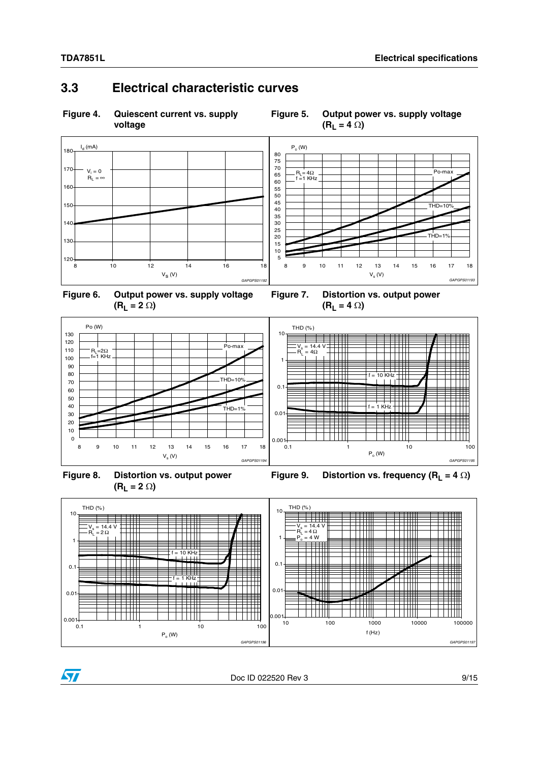## 3.3 Electrical characteristic curves

**Figure 4. Quiescent current vs. supply voltage**

**Figure 5. Output power vs. supply voltage ($R_L$ = 4 Ω)**

**Figure 6. Output power vs. supply voltage ($R_L$ = 2 Ω)**

**Figure 7. Distortion vs. output power ($R_L$ = 4 Ω)**

**Figure 8. Distortion vs. output power ($R_L$ = 2 Ω)**

**Figure 9. Distortion vs. frequency ($R_L$ = 4 Ω)**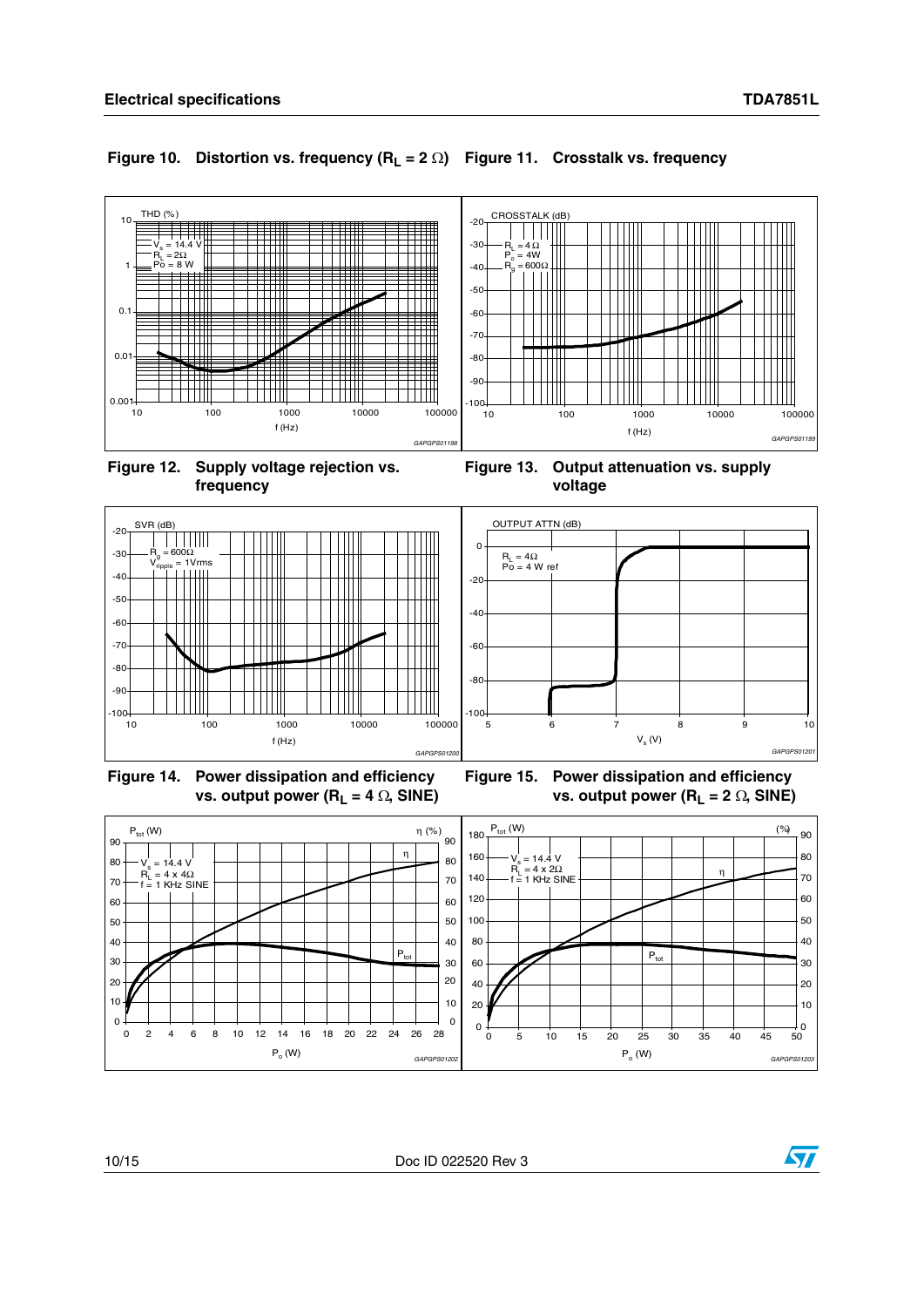**Figure 10. Distortion vs. frequency ($R_L$ = 2 Ω)**

**Figure 11. Crosstalk vs. frequency**

**Figure 12. Supply voltage rejection vs. frequency**

**Figure 13. Output attenuation vs. supply voltage**

**Figure 14. Power dissipation and efficiency vs. output power ($R_L$ = 4 Ω, SINE)**

**Figure 15. Power dissipation and efficiency vs. output power ($R_L$ = 2 Ω, SINE)**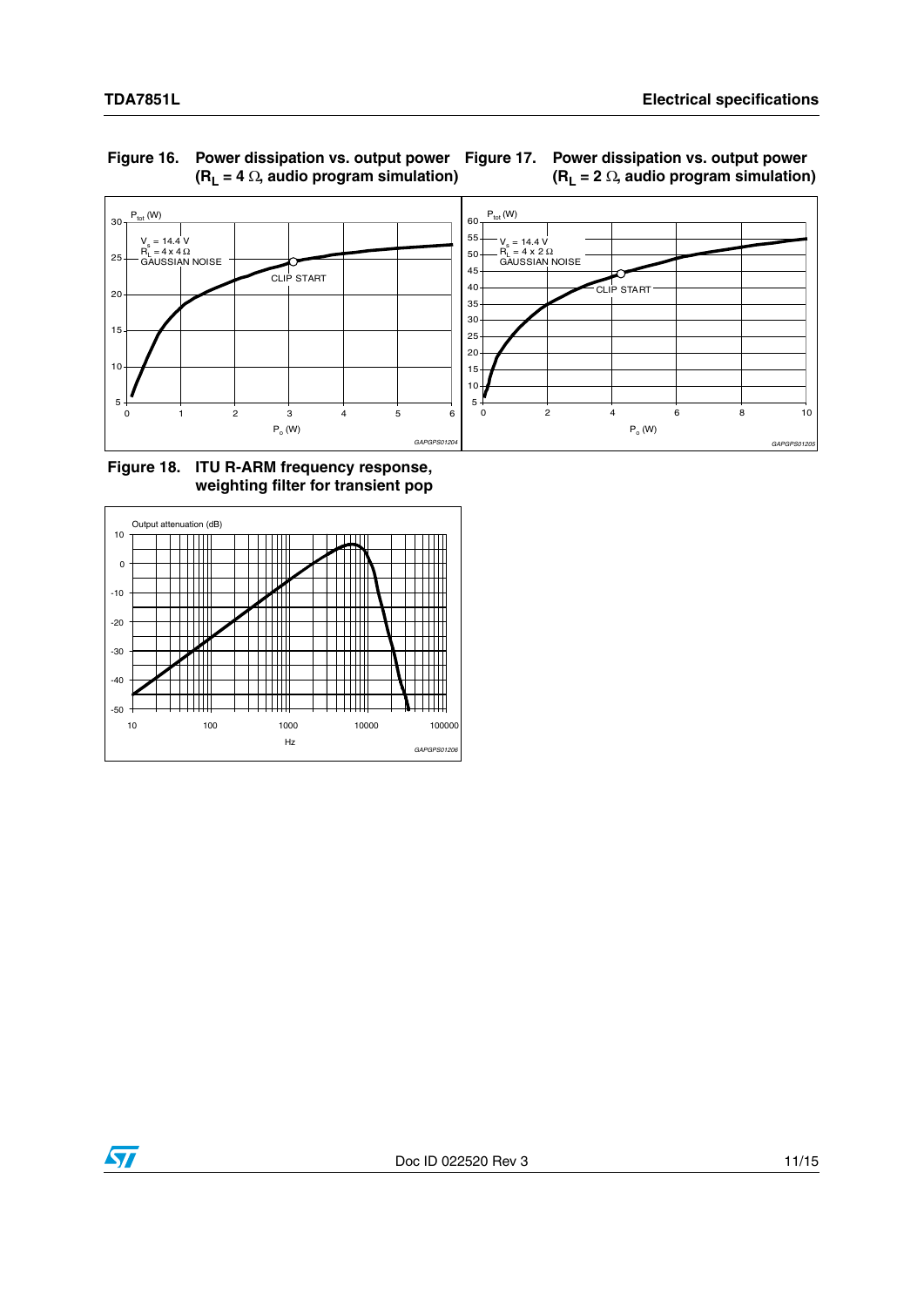**Figure 16. Power dissipation vs. output power ($R_L$ = 4 Ω, audio program simulation)**

**Figure 17. Power dissipation vs. output power ($R_L$ = 2 Ω, audio program simulation)**

**Figure 18. ITU R-ARM frequency response, weighting filter for transient pop**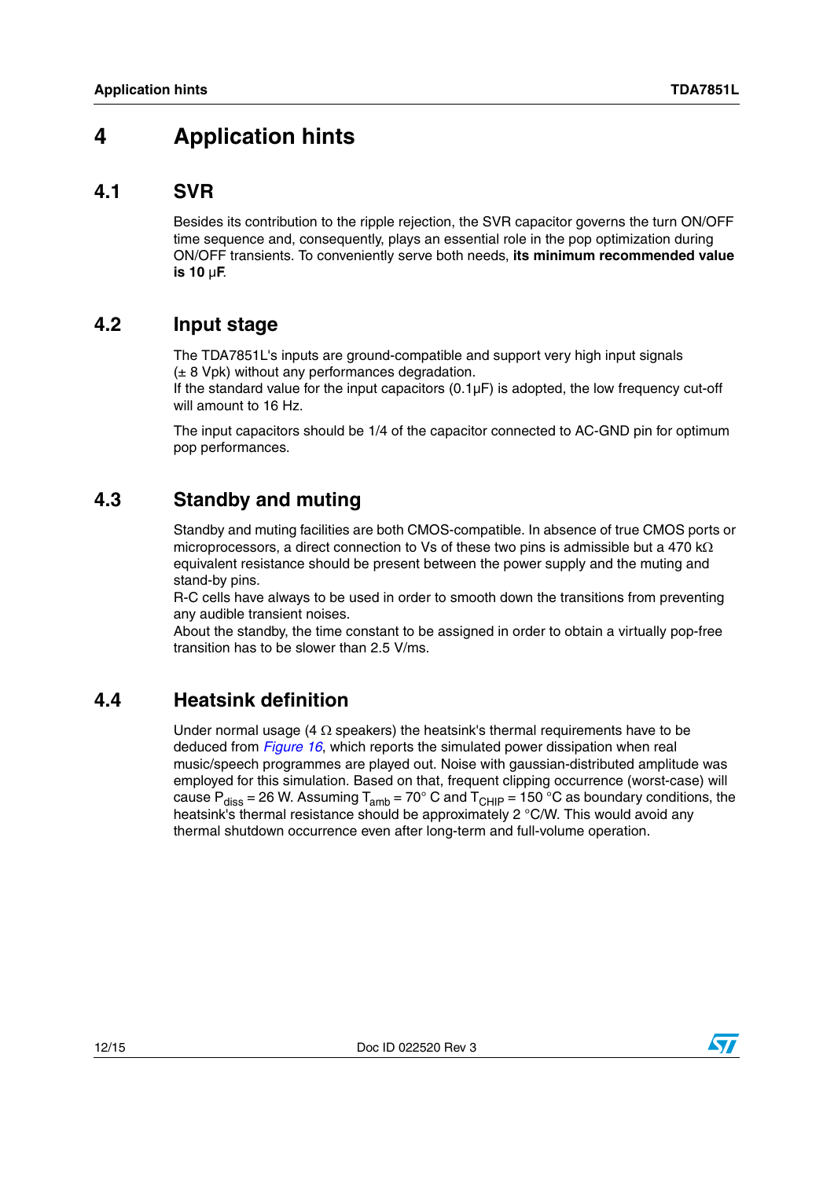# 4 Application hints

## 4.1 SVR

Besides its contribution to the ripple rejection, the SVR capacitor governs the turn ON/OFF time sequence and, consequently, plays an essential role in the pop optimization during ON/OFF transients. To conveniently serve both needs, **its minimum recommended value is 10 μF**.

## 4.2 Input stage

The TDA7851L's inputs are ground-compatible and support very high input signals (± 8 Vpk) without any performances degradation.
If the standard value for the input capacitors (0.1μF) is adopted, the low frequency cut-off will amount to 16 Hz.

The input capacitors should be 1/4 of the capacitor connected to AC-GND pin for optimum pop performances.

## 4.3 Standby and muting

Standby and muting facilities are both CMOS-compatible. In absence of true CMOS ports or microprocessors, a direct connection to Vs of these two pins is admissible but a 470 kΩ equivalent resistance should be present between the power supply and the muting and stand-by pins.
R-C cells have always to be used in order to smooth down the transitions from preventing any audible transient noises.
About the standby, the time constant to be assigned in order to obtain a virtually pop-free transition has to be slower than 2.5 V/ms.

## 4.4 Heatsink definition

Under normal usage (4 Ω speakers) the heatsink's thermal requirements have to be deduced from *Figure 16*, which reports the simulated power dissipation when real music/speech programmes are played out. Noise with gaussian-distributed amplitude was employed for this simulation. Based on that, frequent clipping occurrence (worst-case) will cause $P_{diss}$ = 26 W. Assuming $T_{amb}$ = 70° C and $T_{CHIP}$ = 150 °C as boundary conditions, the heatsink's thermal resistance should be approximately 2 °C/W. This would avoid any thermal shutdown occurrence even after long-term and full-volume operation.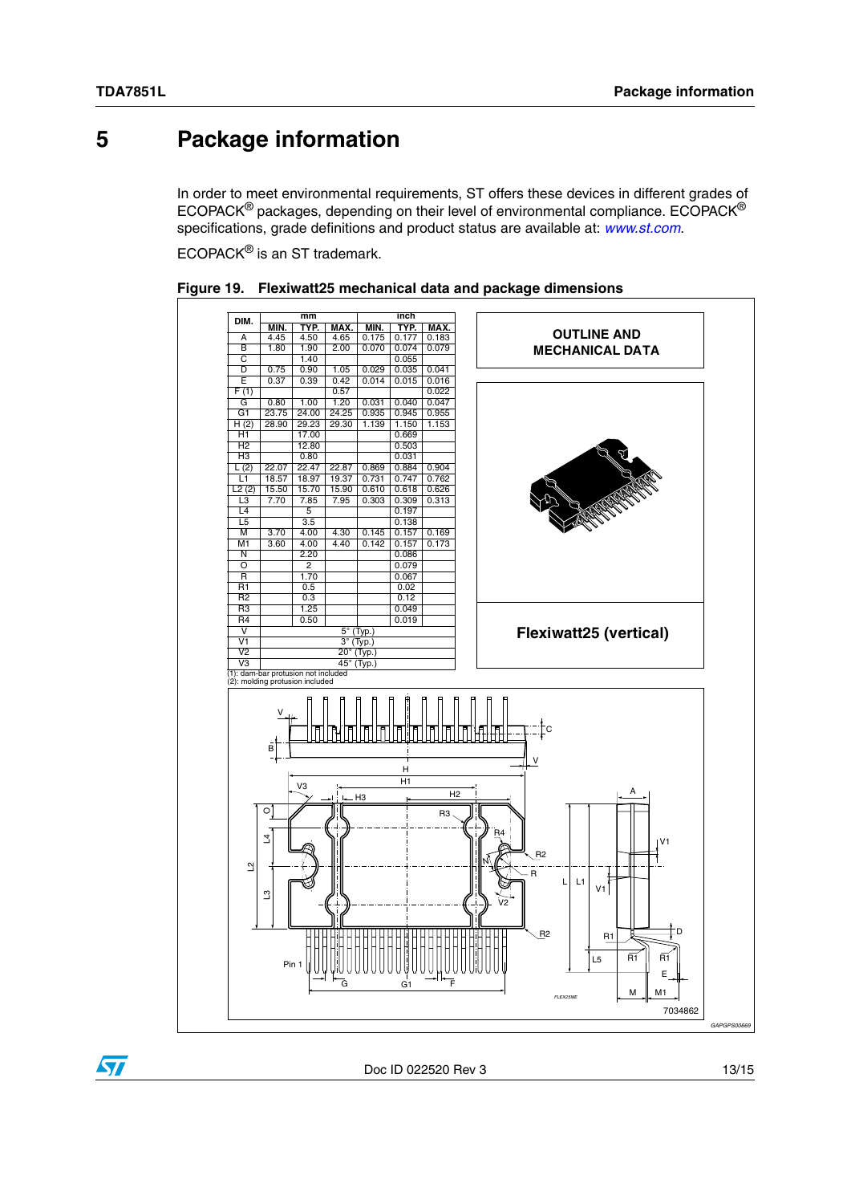# 5 Package information

In order to meet environmental requirements, ST offers these devices in different grades of ECOPACK® packages, depending on their level of environmental compliance. ECOPACK® specifications, grade definitions and product status are available at: *www.st.com*.

ECOPACK® is an ST trademark.

**Figure 19. Flexiwatt25 mechanical data and package dimensions**

| DIM. | mm | | | inch | | |
|---|---|---|---|---|---|---|
| | MIN. | TYP. | MAX. | MIN. | TYP. | MAX. |
| A | 4.45 | 4.50 | 4.65 | 0.175 | 0.177 | 0.183 |
| B | 1.80 | 1.90 | 2.00 | 0.070 | 0.074 | 0.079 |
| C | | 1.40 | | | 0.055 | |
| D | 0.75 | 0.90 | 1.05 | 0.029 | 0.035 | 0.041 |
| E | 0.37 | 0.39 | 0.42 | 0.014 | 0.015 | 0.016 |
| F (1) | | | 0.57 | | | 0.022 |
| G | 0.80 | 1.00 | 1.20 | 0.031 | 0.040 | 0.047 |
| G1 | 23.75 | 24.00 | 24.25 | 0.935 | 0.945 | 0.955 |
| H (2) | 28.90 | 29.23 | 29.30 | 1.139 | 1.150 | 1.153 |
| H1 | | 17.00 | | | 0.669 | |
| H2 | | 12.80 | | | 0.503 | |
| H3 | | 0.80 | | | 0.031 | |
| L (2) | 22.07 | 22.47 | 22.87 | 0.869 | 0.884 | 0.904 |
| L1 | 18.57 | 18.97 | 19.37 | 0.731 | 0.747 | 0.762 |
| L2 (2) | 15.50 | 15.70 | 15.90 | 0.610 | 0.618 | 0.626 |
| L3 | 7.70 | 7.85 | 7.95 | 0.303 | 0.309 | 0.313 |
| L4 | | 5 | | | 0.197 | |
| L5 | | 3.5 | | | 0.138 | |
| M | 3.70 | 4.00 | 4.30 | 0.145 | 0.157 | 0.169 |
| M1 | 3.60 | 4.00 | 4.40 | 0.142 | 0.157 | 0.173 |
| N | | 2.20 | | | 0.086 | |
| O | | 2 | | | 0.079 | |
| R | | 1.70 | | | 0.067 | |
| R1 | | 0.5 | | | 0.02 | |
| R2 | | 0.3 | | | 0.12 | |
| R3 | | 1.25 | | | 0.049 | |
| R4 | | 0.50 | | | 0.019 | |
| V | 5° (Typ.) | | | | | |
| V1 | 3° (Typ.) | | | | | |
| V2 | 20° (Typ.) | | | | | |
| V3 | 45° (Typ.) | | | | | |

(1): dam-bar protusion not included
(2): molding protusion included

**OUTLINE AND MECHANICAL DATA**

**Flexiwatt25 (vertical)**

7034862

GAPGPS00669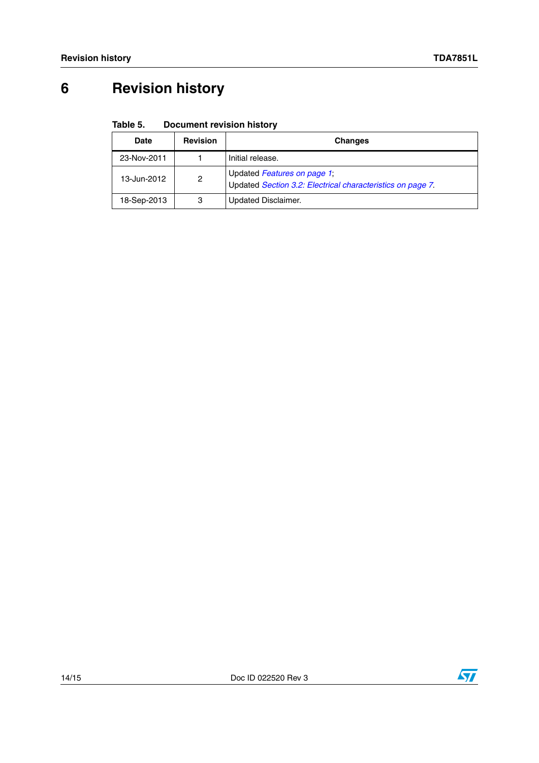# 6 Revision history

**Table 5. Document revision history**

| Date | Revision | Changes |
|---|---|---|
| 23-Nov-2011 | 1 | Initial release. |
| 13-Jun-2012 | 2 | Updated *Features on page 1*;<br>Updated *Section 3.2: Electrical characteristics on page 7.* |
| 18-Sep-2013 | 3 | Updated Disclaimer. |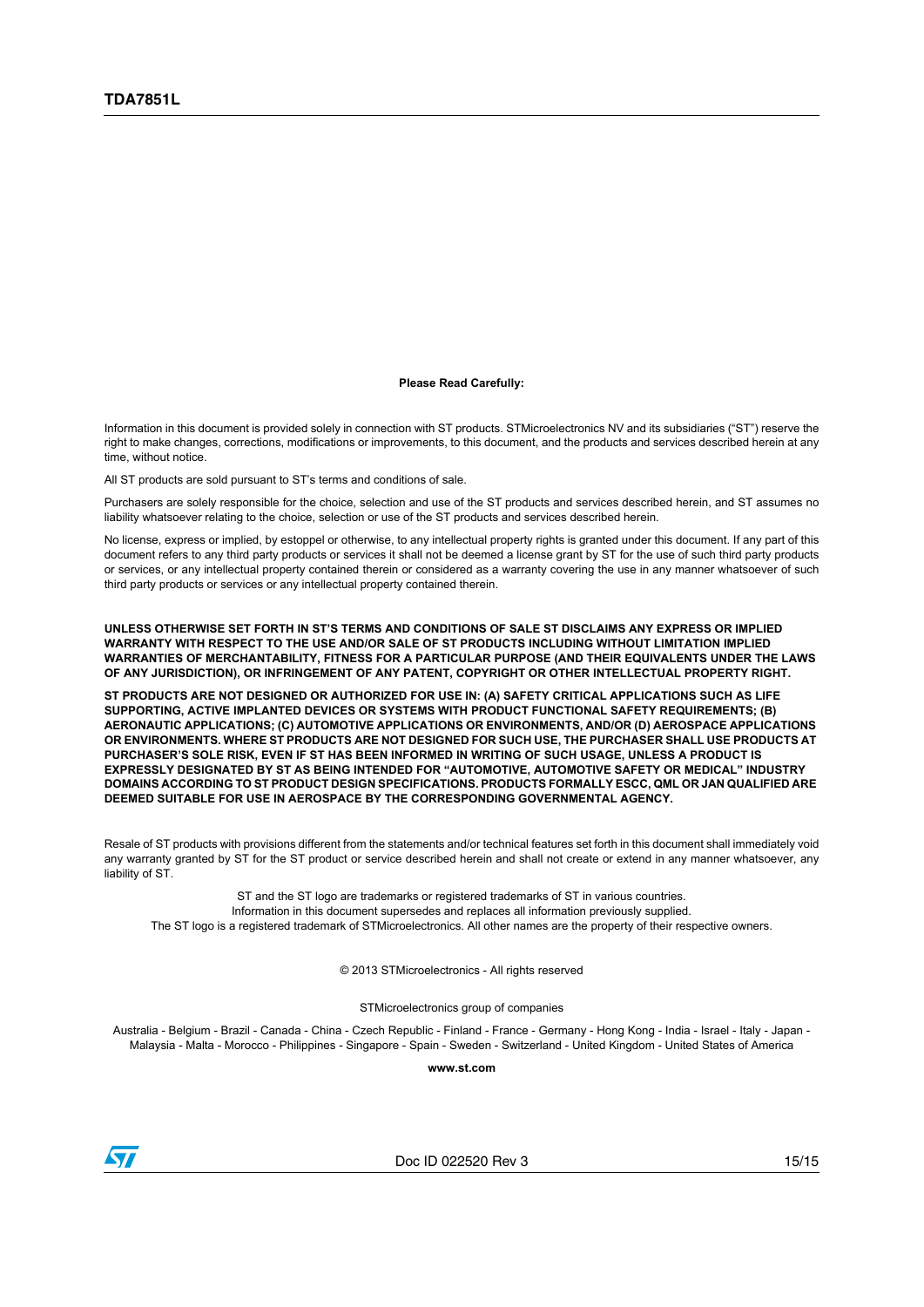**Please Read Carefully:**

Information in this document is provided solely in connection with ST products. STMicroelectronics NV and its subsidiaries ("ST") reserve the right to make changes, corrections, modifications or improvements, to this document, and the products and services described herein at any time, without notice.

All ST products are sold pursuant to ST's terms and conditions of sale.

Purchasers are solely responsible for the choice, selection and use of the ST products and services described herein, and ST assumes no liability whatsoever relating to the choice, selection or use of the ST products and services described herein.

No license, express or implied, by estoppel or otherwise, to any intellectual property rights is granted under this document. If any part of this document refers to any third party products or services it shall not be deemed a license grant by ST for the use of such third party products or services, or any intellectual property contained therein or considered as a warranty covering the use in any manner whatsoever of such third party products or services or any intellectual property contained therein.

**UNLESS OTHERWISE SET FORTH IN ST'S TERMS AND CONDITIONS OF SALE ST DISCLAIMS ANY EXPRESS OR IMPLIED WARRANTY WITH RESPECT TO THE USE AND/OR SALE OF ST PRODUCTS INCLUDING WITHOUT LIMITATION IMPLIED WARRANTIES OF MERCHANTABILITY, FITNESS FOR A PARTICULAR PURPOSE (AND THEIR EQUIVALENTS UNDER THE LAWS OF ANY JURISDICTION), OR INFRINGEMENT OF ANY PATENT, COPYRIGHT OR OTHER INTELLECTUAL PROPERTY RIGHT.**

**ST PRODUCTS ARE NOT DESIGNED OR AUTHORIZED FOR USE IN: (A) SAFETY CRITICAL APPLICATIONS SUCH AS LIFE SUPPORTING, ACTIVE IMPLANTED DEVICES OR SYSTEMS WITH PRODUCT FUNCTIONAL SAFETY REQUIREMENTS; (B) AERONAUTIC APPLICATIONS; (C) AUTOMOTIVE APPLICATIONS OR ENVIRONMENTS, AND/OR (D) AEROSPACE APPLICATIONS OR ENVIRONMENTS. WHERE ST PRODUCTS ARE NOT DESIGNED FOR SUCH USE, THE PURCHASER SHALL USE PRODUCTS AT PURCHASER'S SOLE RISK, EVEN IF ST HAS BEEN INFORMED IN WRITING OF SUCH USAGE, UNLESS A PRODUCT IS EXPRESSLY DESIGNATED BY ST AS BEING INTENDED FOR "AUTOMOTIVE, AUTOMOTIVE SAFETY OR MEDICAL" INDUSTRY DOMAINS ACCORDING TO ST PRODUCT DESIGN SPECIFICATIONS. PRODUCTS FORMALLY ESCC, QML OR JAN QUALIFIED ARE DEEMED SUITABLE FOR USE IN AEROSPACE BY THE CORRESPONDING GOVERNMENTAL AGENCY.**

Resale of ST products with provisions different from the statements and/or technical features set forth in this document shall immediately void any warranty granted by ST for the ST product or service described herein and shall not create or extend in any manner whatsoever, any liability of ST.

ST and the ST logo are trademarks or registered trademarks of ST in various countries.
Information in this document supersedes and replaces all information previously supplied.
The ST logo is a registered trademark of STMicroelectronics. All other names are the property of their respective owners.

© 2013 STMicroelectronics - All rights reserved

STMicroelectronics group of companies

Australia - Belgium - Brazil - Canada - China - Czech Republic - Finland - France - Germany - Hong Kong - India - Israel - Italy - Japan - Malaysia - Malta - Morocco - Philippines - Singapore - Spain - Sweden - Switzerland - United Kingdom - United States of America

**www.st.com**